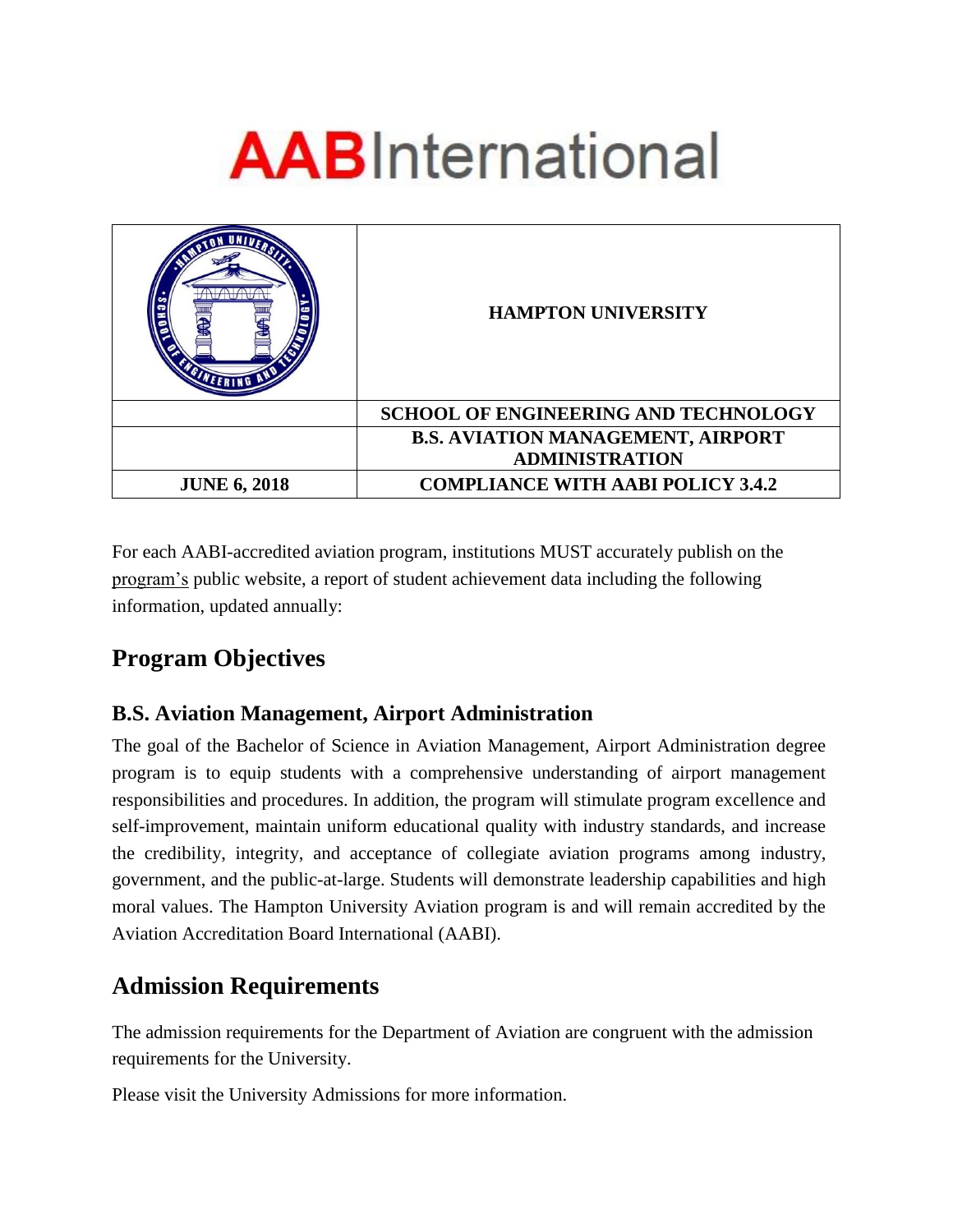# AABInternational

| | HAMPTON UNIVERSITY |
|---|---|
| | SCHOOL OF ENGINEERING AND TECHNOLOGY |
| | B.S. AVIATION MANAGEMENT, AIRPORT ADMINISTRATION |
| JUNE 6, 2018 | COMPLIANCE WITH AABI POLICY 3.4.2 |

For each AABI-accredited aviation program, institutions MUST accurately publish on the program's public website, a report of student achievement data including the following information, updated annually:

## Program Objectives

### B.S. Aviation Management, Airport Administration

The goal of the Bachelor of Science in Aviation Management, Airport Administration degree program is to equip students with a comprehensive understanding of airport management responsibilities and procedures. In addition, the program will stimulate program excellence and self-improvement, maintain uniform educational quality with industry standards, and increase the credibility, integrity, and acceptance of collegiate aviation programs among industry, government, and the public-at-large. Students will demonstrate leadership capabilities and high moral values. The Hampton University Aviation program is and will remain accredited by the Aviation Accreditation Board International (AABI).

## Admission Requirements

The admission requirements for the Department of Aviation are congruent with the admission requirements for the University.

Please visit the University Admissions for more information.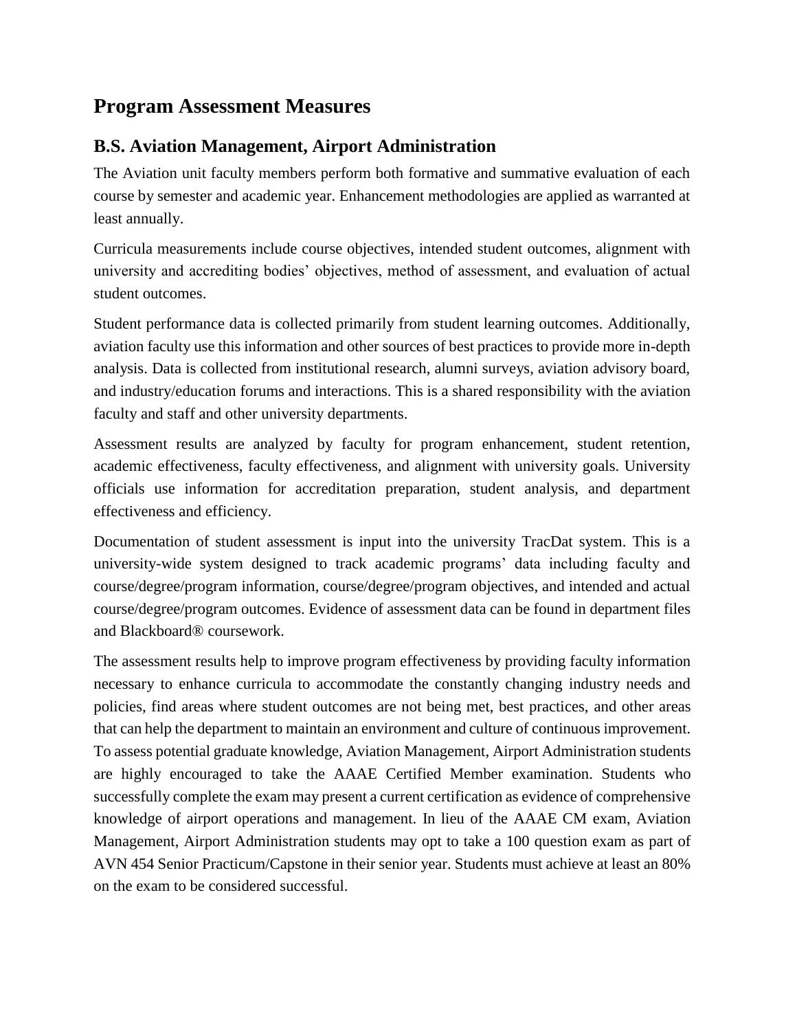# Program Assessment Measures

## B.S. Aviation Management, Airport Administration

The Aviation unit faculty members perform both formative and summative evaluation of each course by semester and academic year. Enhancement methodologies are applied as warranted at least annually.

Curricula measurements include course objectives, intended student outcomes, alignment with university and accrediting bodies' objectives, method of assessment, and evaluation of actual student outcomes.

Student performance data is collected primarily from student learning outcomes. Additionally, aviation faculty use this information and other sources of best practices to provide more in-depth analysis. Data is collected from institutional research, alumni surveys, aviation advisory board, and industry/education forums and interactions. This is a shared responsibility with the aviation faculty and staff and other university departments.

Assessment results are analyzed by faculty for program enhancement, student retention, academic effectiveness, faculty effectiveness, and alignment with university goals. University officials use information for accreditation preparation, student analysis, and department effectiveness and efficiency.

Documentation of student assessment is input into the university TracDat system. This is a university-wide system designed to track academic programs' data including faculty and course/degree/program information, course/degree/program objectives, and intended and actual course/degree/program outcomes. Evidence of assessment data can be found in department files and Blackboard® coursework.

The assessment results help to improve program effectiveness by providing faculty information necessary to enhance curricula to accommodate the constantly changing industry needs and policies, find areas where student outcomes are not being met, best practices, and other areas that can help the department to maintain an environment and culture of continuous improvement. To assess potential graduate knowledge, Aviation Management, Airport Administration students are highly encouraged to take the AAAE Certified Member examination. Students who successfully complete the exam may present a current certification as evidence of comprehensive knowledge of airport operations and management. In lieu of the AAAE CM exam, Aviation Management, Airport Administration students may opt to take a 100 question exam as part of AVN 454 Senior Practicum/Capstone in their senior year. Students must achieve at least an 80% on the exam to be considered successful.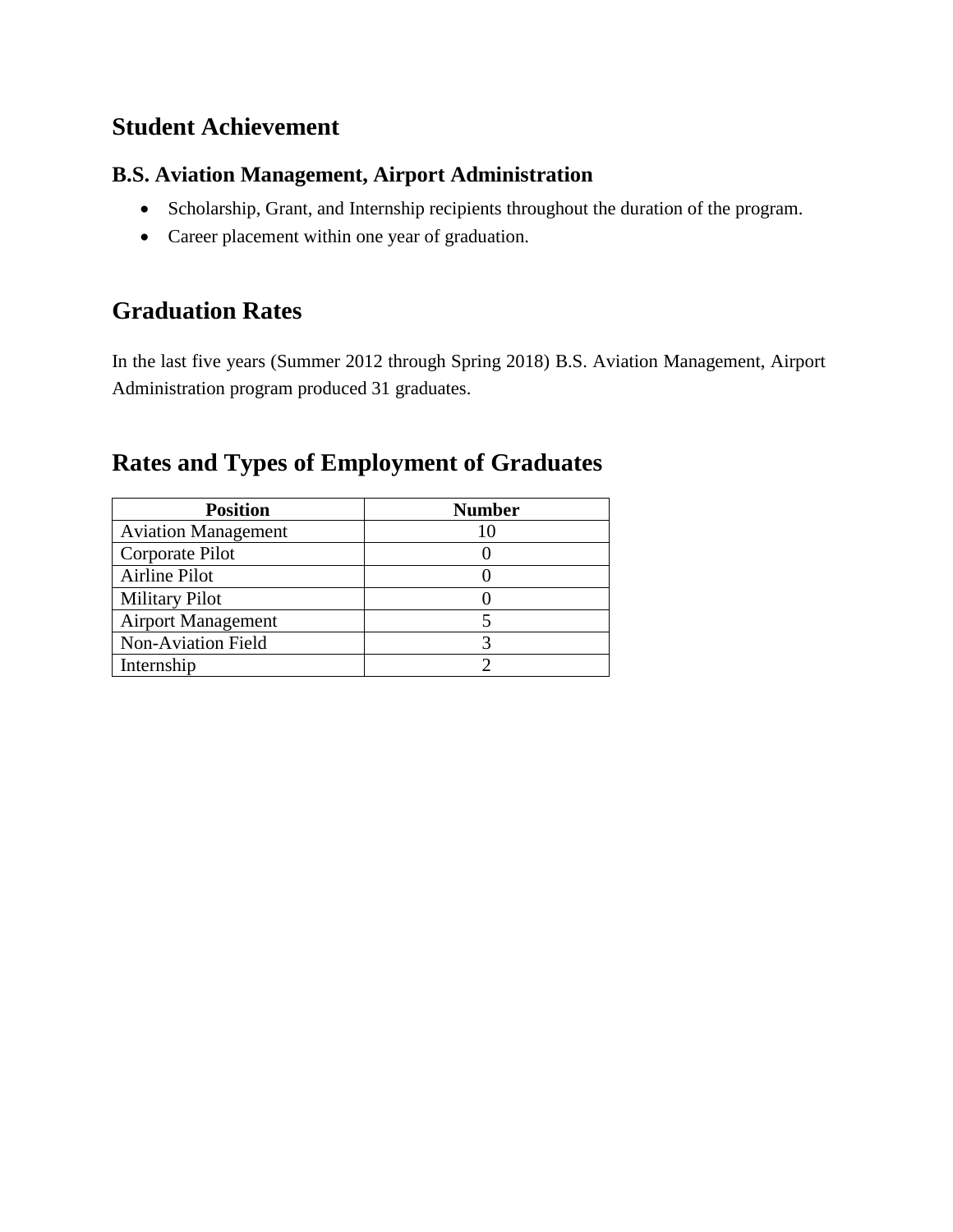## Student Achievement

### B.S. Aviation Management, Airport Administration

- Scholarship, Grant, and Internship recipients throughout the duration of the program.
- Career placement within one year of graduation.

## Graduation Rates

In the last five years (Summer 2012 through Spring 2018) B.S. Aviation Management, Airport Administration program produced 31 graduates.

## Rates and Types of Employment of Graduates

| Position | Number |
| --- | --- |
| Aviation Management | 10 |
| Corporate Pilot | 0 |
| Airline Pilot | 0 |
| Military Pilot | 0 |
| Airport Management | 5 |
| Non-Aviation Field | 3 |
| Internship | 2 |